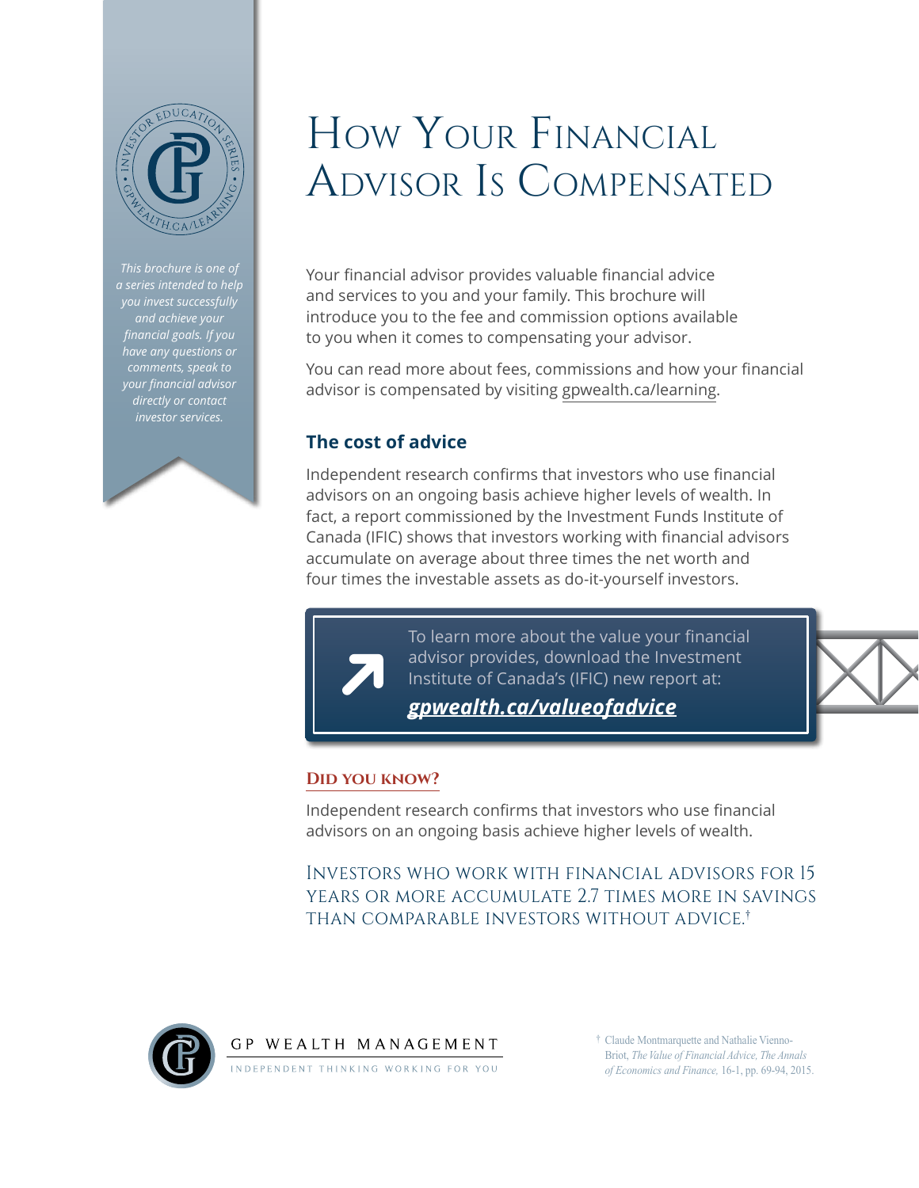# How Your Financial Advisor Is Compensated

*This brochure is one of a series intended to help you invest successfully and achieve your financial goals. If you have any questions or comments, speak to your financial advisor directly or contact investor services.*

Your financial advisor provides valuable financial advice and services to you and your family. This brochure will introduce you to the fee and commission options available to you when it comes to compensating your advisor.

You can read more about fees, commissions and how your financial advisor is compensated by visiting gpwealth.ca/learning.

## The cost of advice

Independent research confirms that investors who use financial advisors on an ongoing basis achieve higher levels of wealth. In fact, a report commissioned by the Investment Funds Institute of Canada (IFIC) shows that investors working with financial advisors accumulate on average about three times the net worth and four times the investable assets as do-it-yourself investors.

> To learn more about the value your financial advisor provides, download the Investment Institute of Canada's (IFIC) new report at:
>
> ***gpwealth.ca/valueofadvice***

### Did you know?

Independent research confirms that investors who use financial advisors on an ongoing basis achieve higher levels of wealth.

Investors who work with financial advisors for 15 years or more accumulate 2.7 times more in savings than comparable investors without advice.[†]

GP WEALTH MANAGEMENT
INDEPENDENT THINKING WORKING FOR YOU

[†] Claude Montmarquette and Nathalie Viennot-Briot, *The Value of Financial Advice, The Annals of Economics and Finance,* 16-1, pp. 69-94, 2015.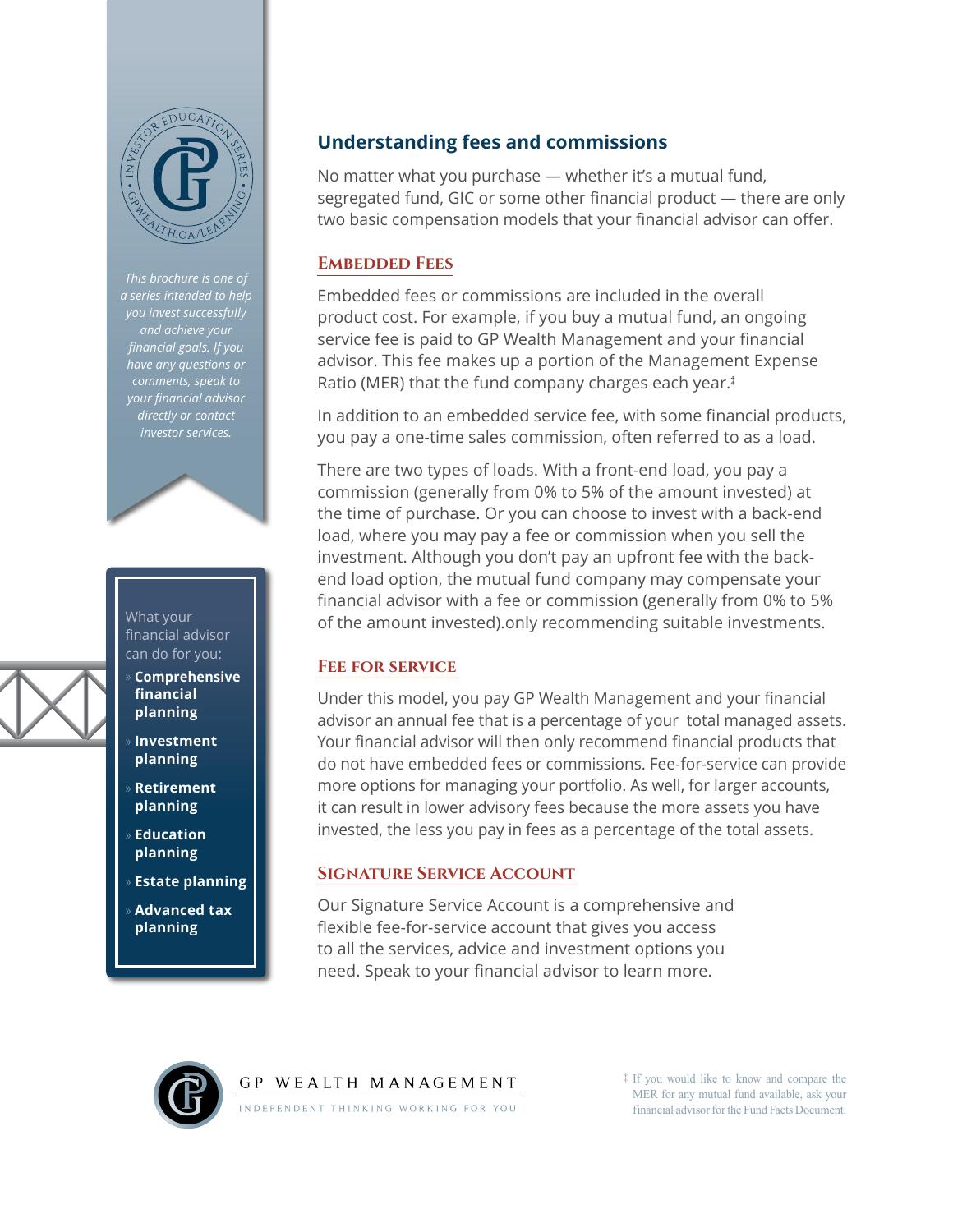*This brochure is one of a series intended to help you invest successfully and achieve your financial goals. If you have any questions or comments, speak to your financial advisor directly or contact investor services.*

What your financial advisor can do for you:

- **Comprehensive financial planning**
- **Investment planning**
- **Retirement planning**
- **Education planning**
- **Estate planning**
- **Advanced tax planning**

## Understanding fees and commissions

No matter what you purchase — whether it's a mutual fund, segregated fund, GIC or some other financial product — there are only two basic compensation models that your financial advisor can offer.

### Embedded Fees

Embedded fees or commissions are included in the overall product cost. For example, if you buy a mutual fund, an ongoing service fee is paid to GP Wealth Management and your financial advisor. This fee makes up a portion of the Management Expense Ratio (MER) that the fund company charges each year.‡

In addition to an embedded service fee, with some financial products, you pay a one-time sales commission, often referred to as a load.

There are two types of loads. With a front-end load, you pay a commission (generally from 0% to 5% of the amount invested) at the time of purchase. Or you can choose to invest with a back-end load, where you may pay a fee or commission when you sell the investment. Although you don't pay an upfront fee with the back-end load option, the mutual fund company may compensate your financial advisor with a fee or commission (generally from 0% to 5% of the amount invested).only recommending suitable investments.

### Fee for Service

Under this model, you pay GP Wealth Management and your financial advisor an annual fee that is a percentage of your total managed assets. Your financial advisor will then only recommend financial products that do not have embedded fees or commissions. Fee-for-service can provide more options for managing your portfolio. As well, for larger accounts, it can result in lower advisory fees because the more assets you have invested, the less you pay in fees as a percentage of the total assets.

### Signature Service Account

Our Signature Service Account is a comprehensive and flexible fee-for-service account that gives you access to all the services, advice and investment options you need. Speak to your financial advisor to learn more.

GP WEALTH MANAGEMENT

INDEPENDENT THINKING WORKING FOR YOU

‡ If you would like to know and compare the MER for any mutual fund available, ask your financial advisor for the Fund Facts Document.